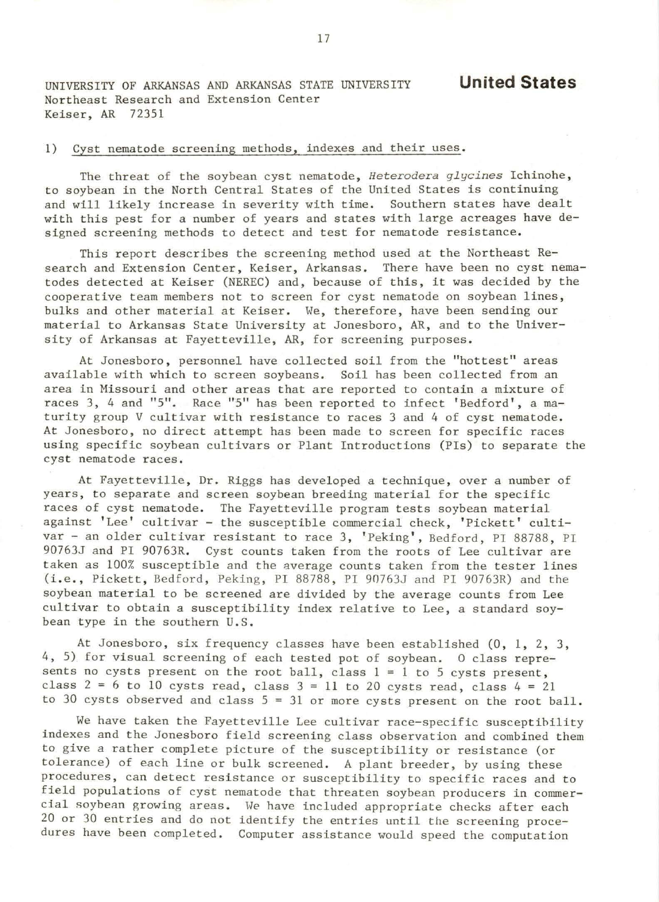UNIVERSITY OF ARKANSAS AND ARKANSAS STATE UNIVERSITY
Northeast Research and Extension Center
Keiser, AR 72351

**United States**

1) Cyst nematode screening methods, indexes and their uses.

The threat of the soybean cyst nematode, *Heterodera glycines* Ichinohe, to soybean in the North Central States of the United States is continuing and will likely increase in severity with time. Southern states have dealt with this pest for a number of years and states with large acreages have designed screening methods to detect and test for nematode resistance.

This report describes the screening method used at the Northeast Research and Extension Center, Keiser, Arkansas. There have been no cyst nematodes detected at Keiser (NEREC) and, because of this, it was decided by the cooperative team members not to screen for cyst nematode on soybean lines, bulks and other material at Keiser. We, therefore, have been sending our material to Arkansas State University at Jonesboro, AR, and to the University of Arkansas at Fayetteville, AR, for screening purposes.

At Jonesboro, personnel have collected soil from the "hottest" areas available with which to screen soybeans. Soil has been collected from an area in Missouri and other areas that are reported to contain a mixture of races 3, 4 and "5". Race "5" has been reported to infect 'Bedford', a maturity group V cultivar with resistance to races 3 and 4 of cyst nematode. At Jonesboro, no direct attempt has been made to screen for specific races using specific soybean cultivars or Plant Introductions (PIs) to separate the cyst nematode races.

At Fayetteville, Dr. Riggs has developed a technique, over a number of years, to separate and screen soybean breeding material for the specific races of cyst nematode. The Fayetteville program tests soybean material against 'Lee' cultivar - the susceptible commercial check, 'Pickett' cultivar - an older cultivar resistant to race 3, 'Peking', Bedford, PI 88788, PI 90763J and PI 90763R. Cyst counts taken from the roots of Lee cultivar are taken as 100% susceptible and the average counts taken from the tester lines (i.e., Pickett, Bedford, Peking, PI 88788, PI 90763J and PI 90763R) and the soybean material to be screened are divided by the average counts from Lee cultivar to obtain a susceptibility index relative to Lee, a standard soybean type in the southern U.S.

At Jonesboro, six frequency classes have been established (0, 1, 2, 3, 4, 5) for visual screening of each tested pot of soybean. 0 class represents no cysts present on the root ball, class 1 = 1 to 5 cysts present, class 2 = 6 to 10 cysts read, class 3 = 11 to 20 cysts read, class 4 = 21 to 30 cysts observed and class 5 = 31 or more cysts present on the root ball.

We have taken the Fayetteville Lee cultivar race-specific susceptibility indexes and the Jonesboro field screening class observation and combined them to give a rather complete picture of the susceptibility or resistance (or tolerance) of each line or bulk screened. A plant breeder, by using these procedures, can detect resistance or susceptibility to specific races and to field populations of cyst nematode that threaten soybean producers in commercial soybean growing areas. We have included appropriate checks after each 20 or 30 entries and do not identify the entries until the screening procedures have been completed. Computer assistance would speed the computation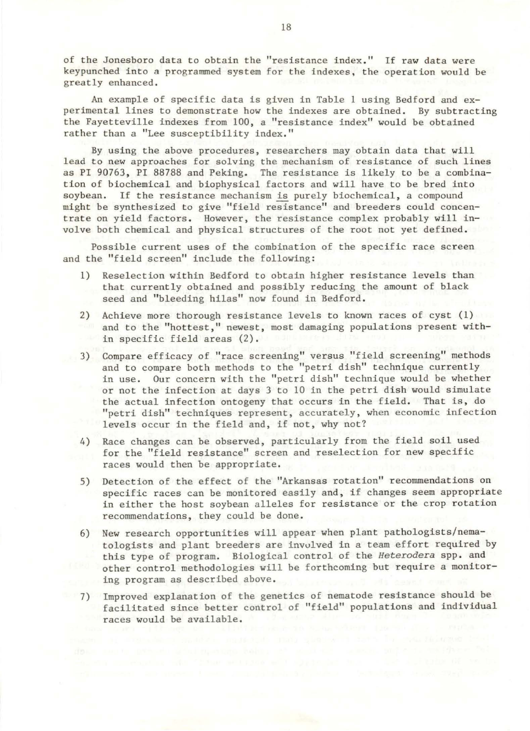of the Jonesboro data to obtain the "resistance index." If raw data were keypunched into a programmed system for the indexes, the operation would be greatly enhanced.

An example of specific data is given in Table 1 using Bedford and experimental lines to demonstrate how the indexes are obtained. By subtracting the Fayetteville indexes from 100, a "resistance index" would be obtained rather than a "Lee susceptibility index."

By using the above procedures, researchers may obtain data that will lead to new approaches for solving the mechanism of resistance of such lines as PI 90763, PI 88788 and Peking. The resistance is likely to be a combination of biochemical and biophysical factors and will have to be bred into soybean. If the resistance mechanism is purely biochemical, a compound might be synthesized to give "field resistance" and breeders could concentrate on yield factors. However, the resistance complex probably will involve both chemical and physical structures of the root not yet defined.

Possible current uses of the combination of the specific race screen and the "field screen" include the following:

1) Reselection within Bedford to obtain higher resistance levels than that currently obtained and possibly reducing the amount of black seed and "bleeding hilas" now found in Bedford.

2) Achieve more thorough resistance levels to known races of cyst (1) and to the "hottest," newest, most damaging populations present within specific field areas (2).

3) Compare efficacy of "race screening" versus "field screening" methods and to compare both methods to the "petri dish" technique currently in use. Our concern with the "petri dish" technique would be whether or not the infection at days 3 to 10 in the petri dish would simulate the actual infection ontogeny that occurs in the field. That is, do "petri dish" techniques represent, accurately, when economic infection levels occur in the field and, if not, why not?

4) Race changes can be observed, particularly from the field soil used for the "field resistance" screen and reselection for new specific races would then be appropriate.

5) Detection of the effect of the "Arkansas rotation" recommendations on specific races can be monitored easily and, if changes seem appropriate in either the host soybean alleles for resistance or the crop rotation recommendations, they could be done.

6) New research opportunities will appear when plant pathologists/nematologists and plant breeders are involved in a team effort required by this type of program. Biological control of the *Heterodera* spp. and other control methodologies will be forthcoming but require a monitoring program as described above.

7) Improved explanation of the genetics of nematode resistance should be facilitated since better control of "field" populations and individual races would be available.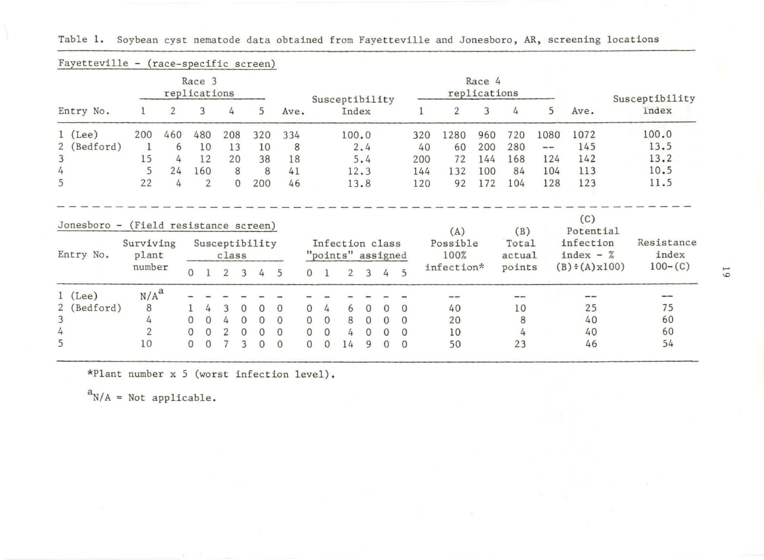Table 1. Soybean cyst nematode data obtained from Fayetteville and Jonesboro, AR, screening locations

Fayetteville - (race-specific screen)

| Entry No. | Race 3 replications | | | | | | Susceptibility Index | Race 4 replications | | | | | | Susceptibility Index |
|---|---|---|---|---|---|---|---|---|---|---|---|---|---|---|
| | 1 | 2 | 3 | 4 | 5 | Ave. | | 1 | 2 | 3 | 4 | 5 | Ave. | |
| 1 (Lee) | 200 | 460 | 480 | 208 | 320 | 334 | 100.0 | 320 | 1280 | 960 | 720 | 1080 | 1072 | 100.0 |
| 2 (Bedford) | 1 | 6 | 10 | 13 | 10 | 8 | 2.4 | 40 | 60 | 200 | 280 | -- | 145 | 13.5 |
| 3 | 15 | 4 | 12 | 20 | 38 | 18 | 5.4 | 200 | 72 | 144 | 168 | 124 | 142 | 13.2 |
| 4 | 5 | 24 | 160 | 8 | 8 | 41 | 12.3 | 144 | 132 | 100 | 84 | 104 | 113 | 10.5 |
| 5 | 22 | 4 | 2 | 0 | 200 | 46 | 13.8 | 120 | 92 | 172 | 104 | 128 | 123 | 11.5 |

Jonesboro - (Field resistance screen)

| Entry No. | Surviving plant number | Susceptibility class | | | | | | Infection class "points" assigned | | | | | | (A) Possible 100% infection* | (B) Total actual points | (C) Potential infection index - % (B)÷(A)x100) | Resistance index 100-(C) |
|---|---|---|---|---|---|---|---|---|---|---|---|---|---|---|---|---|---|
| | | 0 | 1 | 2 | 3 | 4 | 5 | 0 | 1 | 2 | 3 | 4 | 5 | | | | |
| 1 (Lee) | N/A[a] | - | - | - | - | - | - | - | - | - | - | - | - | -- | -- | -- | -- |
| 2 (Bedford) | 8 | 1 | 4 | 3 | 0 | 0 | 0 | 0 | 4 | 6 | 0 | 0 | 0 | 40 | 10 | 25 | 75 |
| 3 | 4 | 0 | 0 | 4 | 0 | 0 | 0 | 0 | 0 | 8 | 0 | 0 | 0 | 20 | 8 | 40 | 60 |
| 4 | 2 | 0 | 0 | 2 | 0 | 0 | 0 | 0 | 0 | 4 | 0 | 0 | 0 | 10 | 4 | 40 | 60 |
| 5 | 10 | 0 | 0 | 7 | 3 | 0 | 0 | 0 | 0 | 14 | 9 | 0 | 0 | 50 | 23 | 46 | 54 |

*Plant number x 5 (worst infection level).

[a]N/A = Not applicable.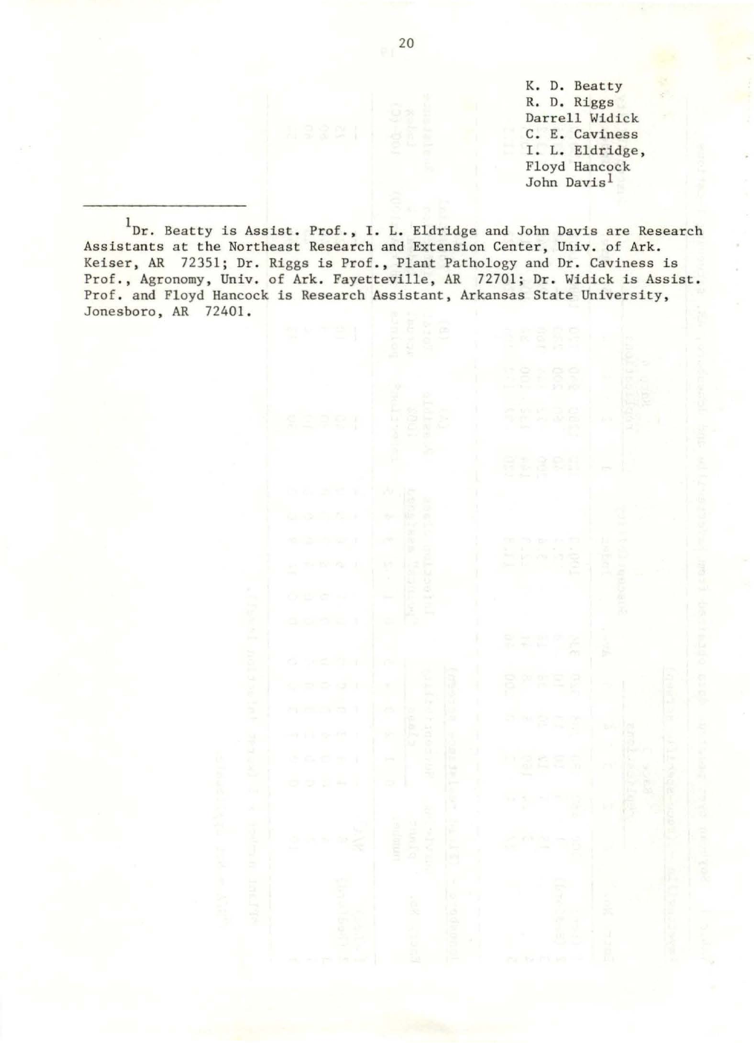K. D. Beatty  
R. D. Riggs  
Darrell Widick  
C. E. Caviness  
I. L. Eldridge,  
Floyd Hancock  
John Davis[1]

---

[1]Dr. Beatty is Assist. Prof., I. L. Eldridge and John Davis are Research Assistants at the Northeast Research and Extension Center, Univ. of Ark. Keiser, AR 72351; Dr. Riggs is Prof., Plant Pathology and Dr. Caviness is Prof., Agronomy, Univ. of Ark. Fayetteville, AR 72701; Dr. Widick is Assist. Prof. and Floyd Hancock is Research Assistant, Arkansas State University, Jonesboro, AR 72401.